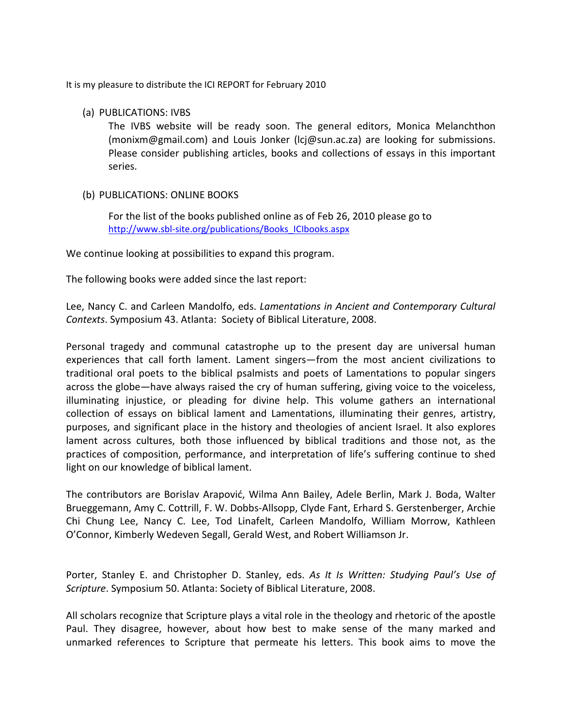It is my pleasure to distribute the ICI REPORT for February 2010

(a) PUBLICATIONS: IVBS

The IVBS website will be ready soon. The general editors, Monica Melanchthon (monixm@gmail.com) and Louis Jonker (lcj@sun.ac.za) are looking for submissions. Please consider publishing articles, books and collections of essays in this important series.

(b) PUBLICATIONS: ONLINE BOOKS

For the list of the books published online as of Feb 26, 2010 please go to http://www.sbl-site.org/publications/Books_ICIbooks.aspx

We continue looking at possibilities to expand this program.

The following books were added since the last report:

Lee, Nancy C. and Carleen Mandolfo, eds. *Lamentations in Ancient and Contemporary Cultural Contexts*. Symposium 43. Atlanta: Society of Biblical Literature, 2008.

Personal tragedy and communal catastrophe up to the present day are universal human experiences that call forth lament. Lament singers—from the most ancient civilizations to traditional oral poets to the biblical psalmists and poets of Lamentations to popular singers across the globe—have always raised the cry of human suffering, giving voice to the voiceless, illuminating injustice, or pleading for divine help. This volume gathers an international collection of essays on biblical lament and Lamentations, illuminating their genres, artistry, purposes, and significant place in the history and theologies of ancient Israel. It also explores lament across cultures, both those influenced by biblical traditions and those not, as the practices of composition, performance, and interpretation of life's suffering continue to shed light on our knowledge of biblical lament.

The contributors are Borislav Arapović, Wilma Ann Bailey, Adele Berlin, Mark J. Boda, Walter Brueggemann, Amy C. Cottrill, F. W. Dobbs-Allsopp, Clyde Fant, Erhard S. Gerstenberger, Archie Chi Chung Lee, Nancy C. Lee, Tod Linafelt, Carleen Mandolfo, William Morrow, Kathleen O'Connor, Kimberly Wedeven Segall, Gerald West, and Robert Williamson Jr.

Porter, Stanley E. and Christopher D. Stanley, eds. *As It Is Written: Studying Paul's Use of Scripture*. Symposium 50. Atlanta: Society of Biblical Literature, 2008.

All scholars recognize that Scripture plays a vital role in the theology and rhetoric of the apostle Paul. They disagree, however, about how best to make sense of the many marked and unmarked references to Scripture that permeate his letters. This book aims to move the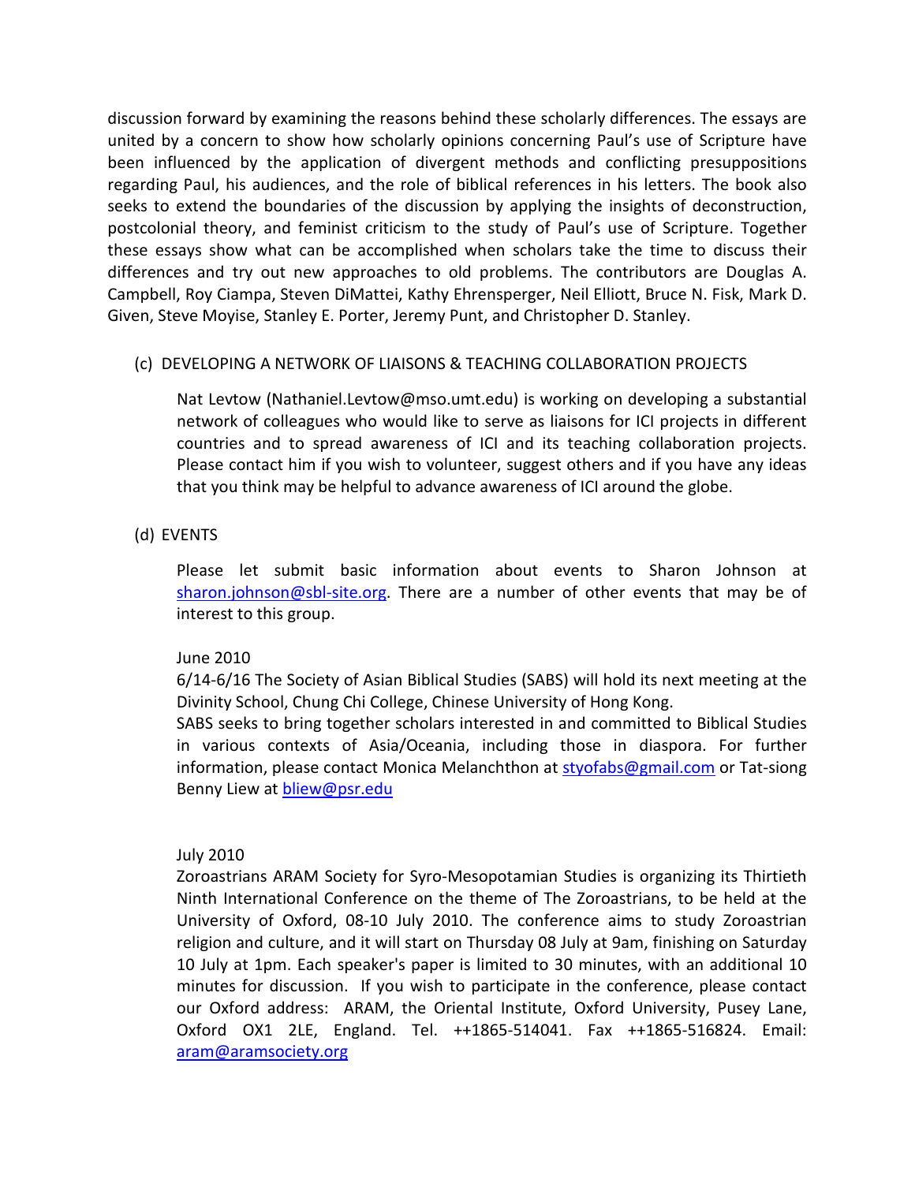discussion forward by examining the reasons behind these scholarly differences. The essays are united by a concern to show how scholarly opinions concerning Paul's use of Scripture have been influenced by the application of divergent methods and conflicting presuppositions regarding Paul, his audiences, and the role of biblical references in his letters. The book also seeks to extend the boundaries of the discussion by applying the insights of deconstruction, postcolonial theory, and feminist criticism to the study of Paul's use of Scripture. Together these essays show what can be accomplished when scholars take the time to discuss their differences and try out new approaches to old problems. The contributors are Douglas A. Campbell, Roy Ciampa, Steven DiMattei, Kathy Ehrensperger, Neil Elliott, Bruce N. Fisk, Mark D. Given, Steve Moyise, Stanley E. Porter, Jeremy Punt, and Christopher D. Stanley.

(c) DEVELOPING A NETWORK OF LIAISONS & TEACHING COLLABORATION PROJECTS

Nat Levtow (Nathaniel.Levtow@mso.umt.edu) is working on developing a substantial network of colleagues who would like to serve as liaisons for ICI projects in different countries and to spread awareness of ICI and its teaching collaboration projects. Please contact him if you wish to volunteer, suggest others and if you have any ideas that you think may be helpful to advance awareness of ICI around the globe.

(d) EVENTS

Please let submit basic information about events to Sharon Johnson at sharon.johnson@sbl-site.org. There are a number of other events that may be of interest to this group.

June 2010

6/14-6/16 The Society of Asian Biblical Studies (SABS) will hold its next meeting at the Divinity School, Chung Chi College, Chinese University of Hong Kong.

SABS seeks to bring together scholars interested in and committed to Biblical Studies in various contexts of Asia/Oceania, including those in diaspora. For further information, please contact Monica Melanchthon at styofabs@gmail.com or Tat-siong Benny Liew at bliew@psr.edu

July 2010

Zoroastrians ARAM Society for Syro-Mesopotamian Studies is organizing its Thirtieth Ninth International Conference on the theme of The Zoroastrians, to be held at the University of Oxford, 08-10 July 2010. The conference aims to study Zoroastrian religion and culture, and it will start on Thursday 08 July at 9am, finishing on Saturday 10 July at 1pm. Each speaker's paper is limited to 30 minutes, with an additional 10 minutes for discussion. If you wish to participate in the conference, please contact our Oxford address: ARAM, the Oriental Institute, Oxford University, Pusey Lane, Oxford OX1 2LE, England. Tel. ++1865-514041. Fax ++1865-516824. Email: aram@aramsociety.org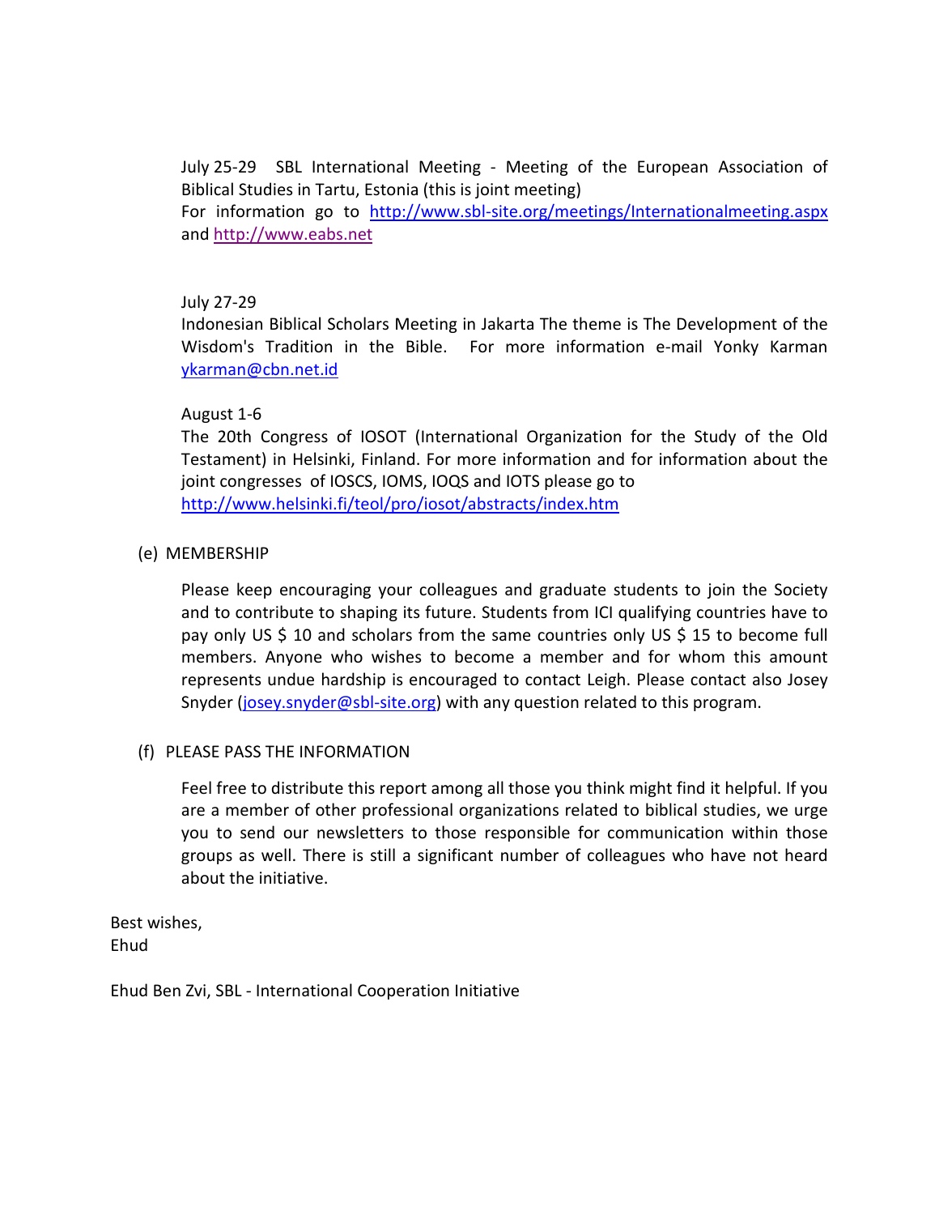July 25-29 SBL International Meeting - Meeting of the European Association of Biblical Studies in Tartu, Estonia (this is joint meeting)
For information go to http://www.sbl-site.org/meetings/Internationalmeeting.aspx and http://www.eabs.net

July 27-29
Indonesian Biblical Scholars Meeting in Jakarta The theme is The Development of the Wisdom's Tradition in the Bible. For more information e-mail Yonky Karman ykarman@cbn.net.id

August 1-6
The 20th Congress of IOSOT (International Organization for the Study of the Old Testament) in Helsinki, Finland. For more information and for information about the joint congresses of IOSCS, IOMS, IOQS and IOTS please go to http://www.helsinki.fi/teol/pro/iosot/abstracts/index.htm

(e) MEMBERSHIP

Please keep encouraging your colleagues and graduate students to join the Society and to contribute to shaping its future. Students from ICI qualifying countries have to pay only US $ 10 and scholars from the same countries only US $ 15 to become full members. Anyone who wishes to become a member and for whom this amount represents undue hardship is encouraged to contact Leigh. Please contact also Josey Snyder (josey.snyder@sbl-site.org) with any question related to this program.

(f) PLEASE PASS THE INFORMATION

Feel free to distribute this report among all those you think might find it helpful. If you are a member of other professional organizations related to biblical studies, we urge you to send our newsletters to those responsible for communication within those groups as well. There is still a significant number of colleagues who have not heard about the initiative.

Best wishes,
Ehud

Ehud Ben Zvi, SBL - International Cooperation Initiative